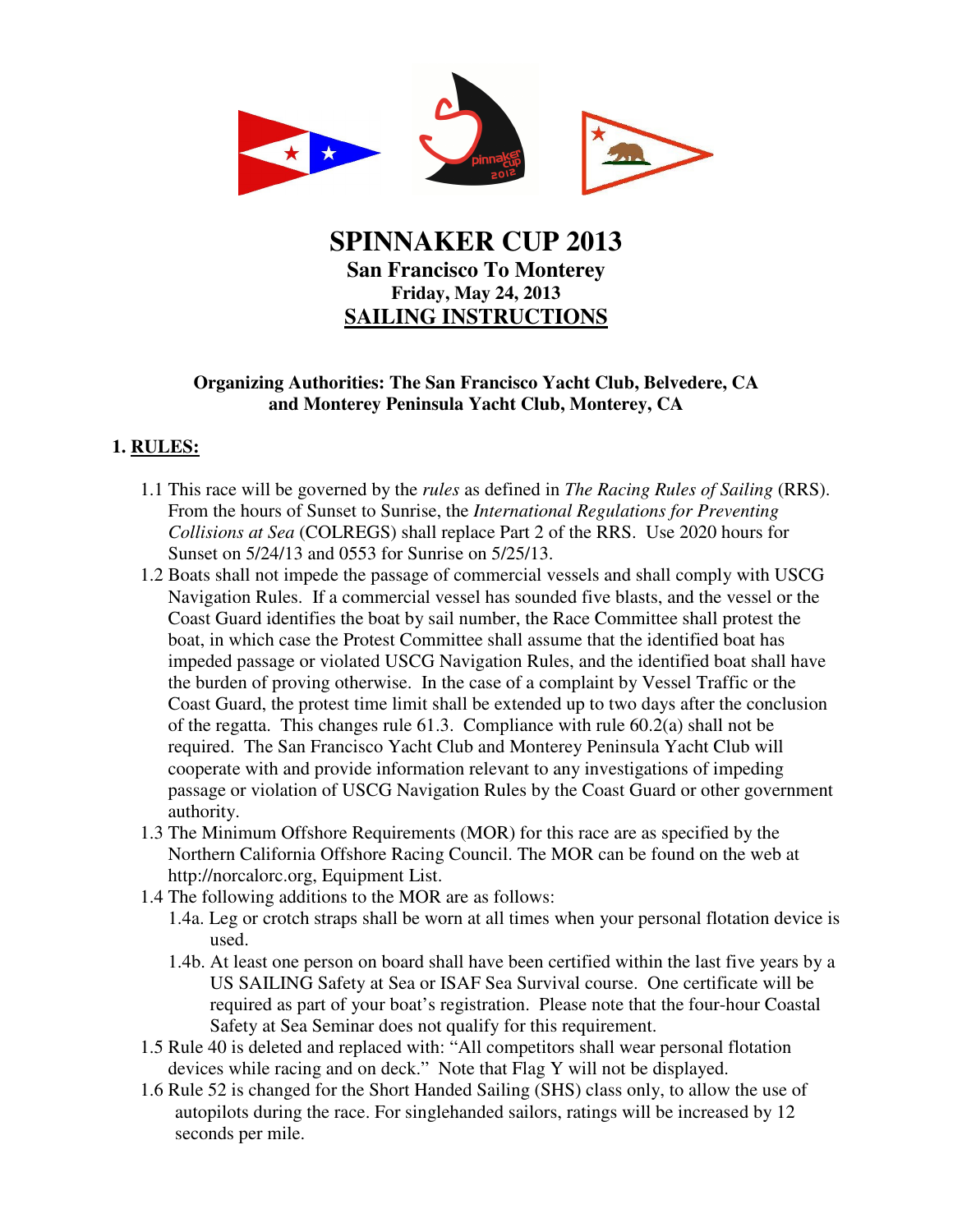# SPINNAKER CUP 2013

## San Francisco To Monterey

**Friday, May 24, 2013**

**SAILING INSTRUCTIONS**

**Organizing Authorities: The San Francisco Yacht Club, Belvedere, CA and Monterey Peninsula Yacht Club, Monterey, CA**

## 1. RULES:

1.1 This race will be governed by the *rules* as defined in *The Racing Rules of Sailing* (RRS). From the hours of Sunset to Sunrise, the *International Regulations for Preventing Collisions at Sea* (COLREGS) shall replace Part 2 of the RRS. Use 2020 hours for Sunset on 5/24/13 and 0553 for Sunrise on 5/25/13.

1.2 Boats shall not impede the passage of commercial vessels and shall comply with USCG Navigation Rules. If a commercial vessel has sounded five blasts, and the vessel or the Coast Guard identifies the boat by sail number, the Race Committee shall protest the boat, in which case the Protest Committee shall assume that the identified boat has impeded passage or violated USCG Navigation Rules, and the identified boat shall have the burden of proving otherwise. In the case of a complaint by Vessel Traffic or the Coast Guard, the protest time limit shall be extended up to two days after the conclusion of the regatta. This changes rule 61.3. Compliance with rule 60.2(a) shall not be required. The San Francisco Yacht Club and Monterey Peninsula Yacht Club will cooperate with and provide information relevant to any investigations of impeding passage or violation of USCG Navigation Rules by the Coast Guard or other government authority.

1.3 The Minimum Offshore Requirements (MOR) for this race are as specified by the Northern California Offshore Racing Council. The MOR can be found on the web at http://norcalorc.org, Equipment List.

1.4 The following additions to the MOR are as follows:

- 1.4a. Leg or crotch straps shall be worn at all times when your personal flotation device is used.
- 1.4b. At least one person on board shall have been certified within the last five years by a US SAILING Safety at Sea or ISAF Sea Survival course. One certificate will be required as part of your boat's registration. Please note that the four-hour Coastal Safety at Sea Seminar does not qualify for this requirement.

1.5 Rule 40 is deleted and replaced with: "All competitors shall wear personal flotation devices while racing and on deck." Note that Flag Y will not be displayed.

1.6 Rule 52 is changed for the Short Handed Sailing (SHS) class only, to allow the use of autopilots during the race. For singlehanded sailors, ratings will be increased by 12 seconds per mile.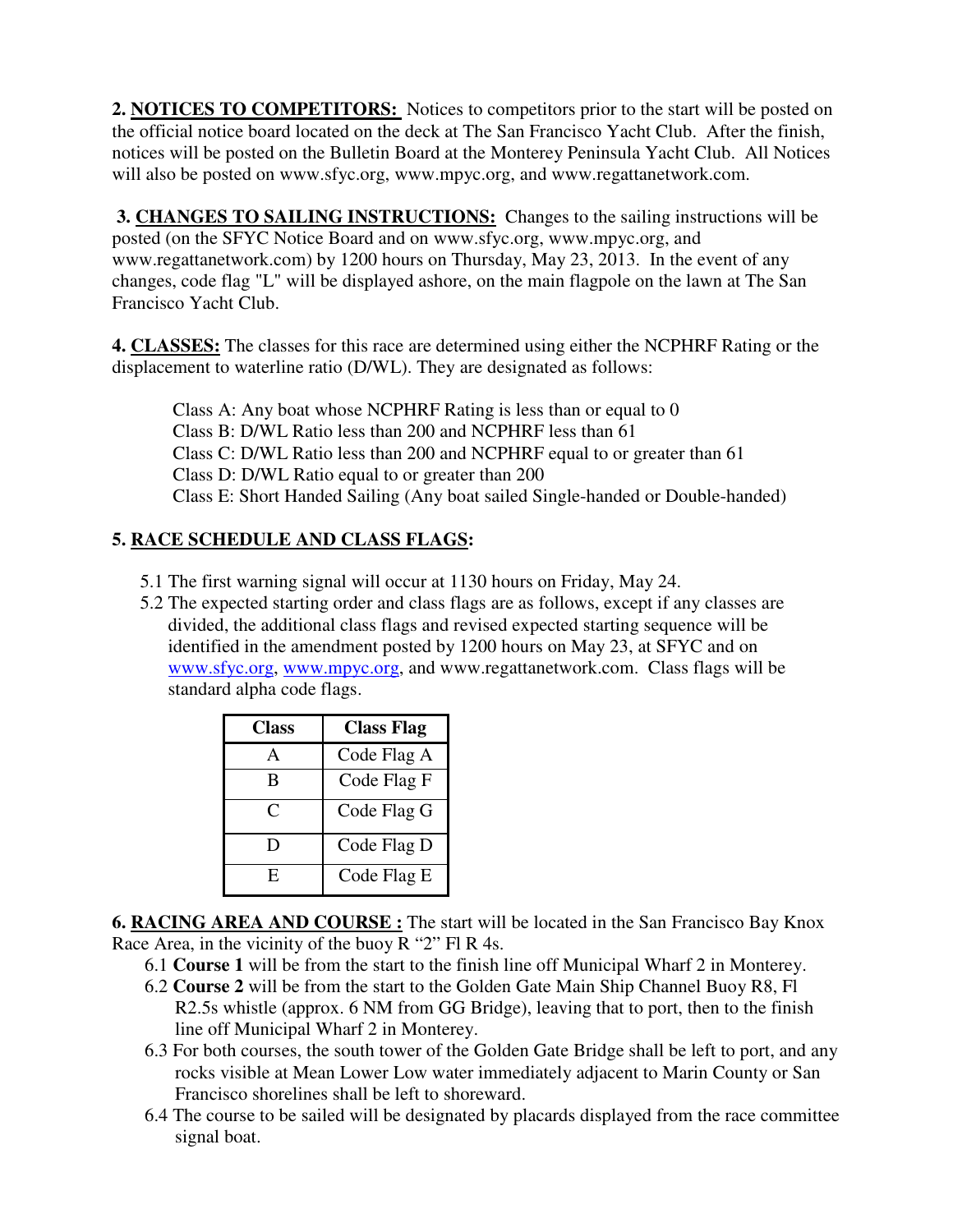**2. NOTICES TO COMPETITORS:** Notices to competitors prior to the start will be posted on the official notice board located on the deck at The San Francisco Yacht Club. After the finish, notices will be posted on the Bulletin Board at the Monterey Peninsula Yacht Club. All Notices will also be posted on www.sfyc.org, www.mpyc.org, and www.regattanetwork.com.

**3. CHANGES TO SAILING INSTRUCTIONS:** Changes to the sailing instructions will be posted (on the SFYC Notice Board and on www.sfyc.org, www.mpyc.org, and www.regattanetwork.com) by 1200 hours on Thursday, May 23, 2013. In the event of any changes, code flag "L" will be displayed ashore, on the main flagpole on the lawn at The San Francisco Yacht Club.

**4. CLASSES:** The classes for this race are determined using either the NCPHRF Rating or the displacement to waterline ratio (D/WL). They are designated as follows:

Class A: Any boat whose NCPHRF Rating is less than or equal to 0
Class B: D/WL Ratio less than 200 and NCPHRF less than 61
Class C: D/WL Ratio less than 200 and NCPHRF equal to or greater than 61
Class D: D/WL Ratio equal to or greater than 200
Class E: Short Handed Sailing (Any boat sailed Single-handed or Double-handed)

**5. RACE SCHEDULE AND CLASS FLAGS:**

5.1 The first warning signal will occur at 1130 hours on Friday, May 24.

5.2 The expected starting order and class flags are as follows, except if any classes are divided, the additional class flags and revised expected starting sequence will be identified in the amendment posted by 1200 hours on May 23, at SFYC and on www.sfyc.org, www.mpyc.org, and www.regattanetwork.com. Class flags will be standard alpha code flags.

| Class | Class Flag |
|---|---|
| A | Code Flag A |
| B | Code Flag F |
| C | Code Flag G |
| D | Code Flag D |
| E | Code Flag E |

**6. RACING AREA AND COURSE :** The start will be located in the San Francisco Bay Knox Race Area, in the vicinity of the buoy R "2" Fl R 4s.

6.1 **Course 1** will be from the start to the finish line off Municipal Wharf 2 in Monterey.

6.2 **Course 2** will be from the start to the Golden Gate Main Ship Channel Buoy R8, Fl R2.5s whistle (approx. 6 NM from GG Bridge), leaving that to port, then to the finish line off Municipal Wharf 2 in Monterey.

6.3 For both courses, the south tower of the Golden Gate Bridge shall be left to port, and any rocks visible at Mean Lower Low water immediately adjacent to Marin County or San Francisco shorelines shall be left to shoreward.

6.4 The course to be sailed will be designated by placards displayed from the race committee signal boat.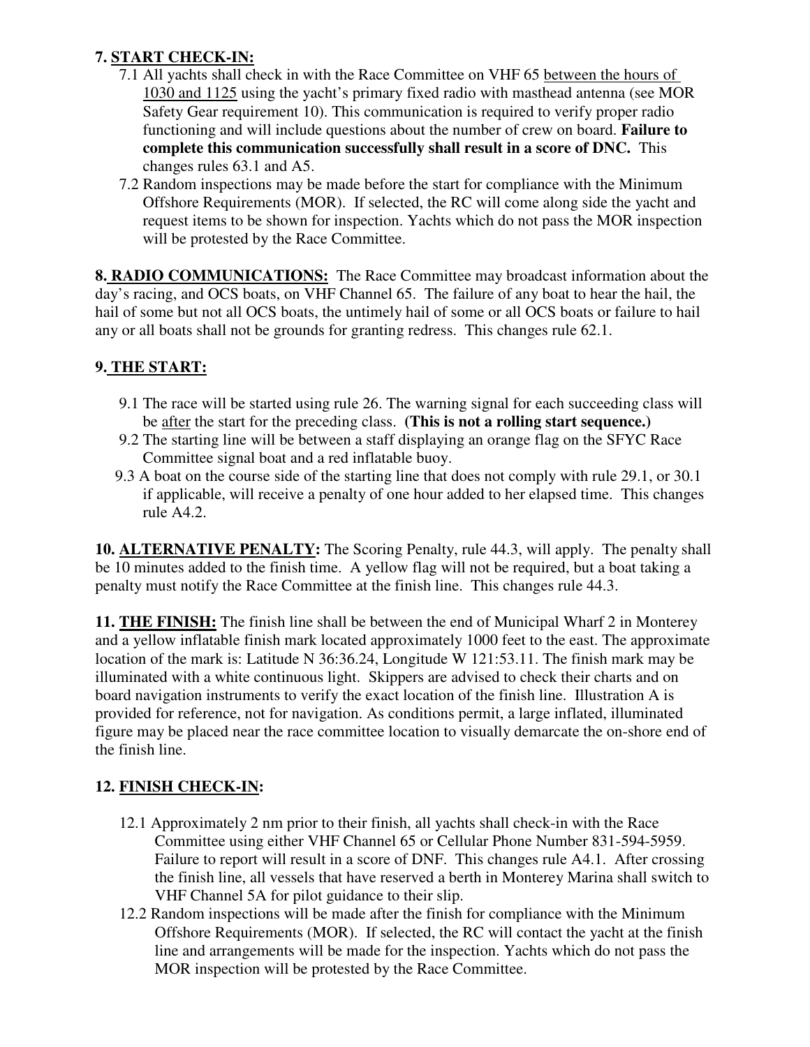**7. START CHECK-IN:**

7.1 All yachts shall check in with the Race Committee on VHF 65 <u>between the hours of 1030 and 1125</u> using the yacht's primary fixed radio with masthead antenna (see MOR Safety Gear requirement 10). This communication is required to verify proper radio functioning and will include questions about the number of crew on board. **Failure to complete this communication successfully shall result in a score of DNC.** This changes rules 63.1 and A5.

7.2 Random inspections may be made before the start for compliance with the Minimum Offshore Requirements (MOR). If selected, the RC will come along side the yacht and request items to be shown for inspection. Yachts which do not pass the MOR inspection will be protested by the Race Committee.

**8. RADIO COMMUNICATIONS:** The Race Committee may broadcast information about the day's racing, and OCS boats, on VHF Channel 65. The failure of any boat to hear the hail, the hail of some but not all OCS boats, the untimely hail of some or all OCS boats or failure to hail any or all boats shall not be grounds for granting redress. This changes rule 62.1.

**9. THE START:**

9.1 The race will be started using rule 26. The warning signal for each succeeding class will be <u>after</u> the start for the preceding class. **(This is not a rolling start sequence.)**

9.2 The starting line will be between a staff displaying an orange flag on the SFYC Race Committee signal boat and a red inflatable buoy.

9.3 A boat on the course side of the starting line that does not comply with rule 29.1, or 30.1 if applicable, will receive a penalty of one hour added to her elapsed time. This changes rule A4.2.

**10. ALTERNATIVE PENALTY:** The Scoring Penalty, rule 44.3, will apply. The penalty shall be 10 minutes added to the finish time. A yellow flag will not be required, but a boat taking a penalty must notify the Race Committee at the finish line. This changes rule 44.3.

**11. THE FINISH:** The finish line shall be between the end of Municipal Wharf 2 in Monterey and a yellow inflatable finish mark located approximately 1000 feet to the east. The approximate location of the mark is: Latitude N 36:36.24, Longitude W 121:53.11. The finish mark may be illuminated with a white continuous light. Skippers are advised to check their charts and on board navigation instruments to verify the exact location of the finish line. Illustration A is provided for reference, not for navigation. As conditions permit, a large inflated, illuminated figure may be placed near the race committee location to visually demarcate the on-shore end of the finish line.

**12. FINISH CHECK-IN:**

12.1 Approximately 2 nm prior to their finish, all yachts shall check-in with the Race Committee using either VHF Channel 65 or Cellular Phone Number 831-594-5959. Failure to report will result in a score of DNF. This changes rule A4.1. After crossing the finish line, all vessels that have reserved a berth in Monterey Marina shall switch to VHF Channel 5A for pilot guidance to their slip.

12.2 Random inspections will be made after the finish for compliance with the Minimum Offshore Requirements (MOR). If selected, the RC will contact the yacht at the finish line and arrangements will be made for the inspection. Yachts which do not pass the MOR inspection will be protested by the Race Committee.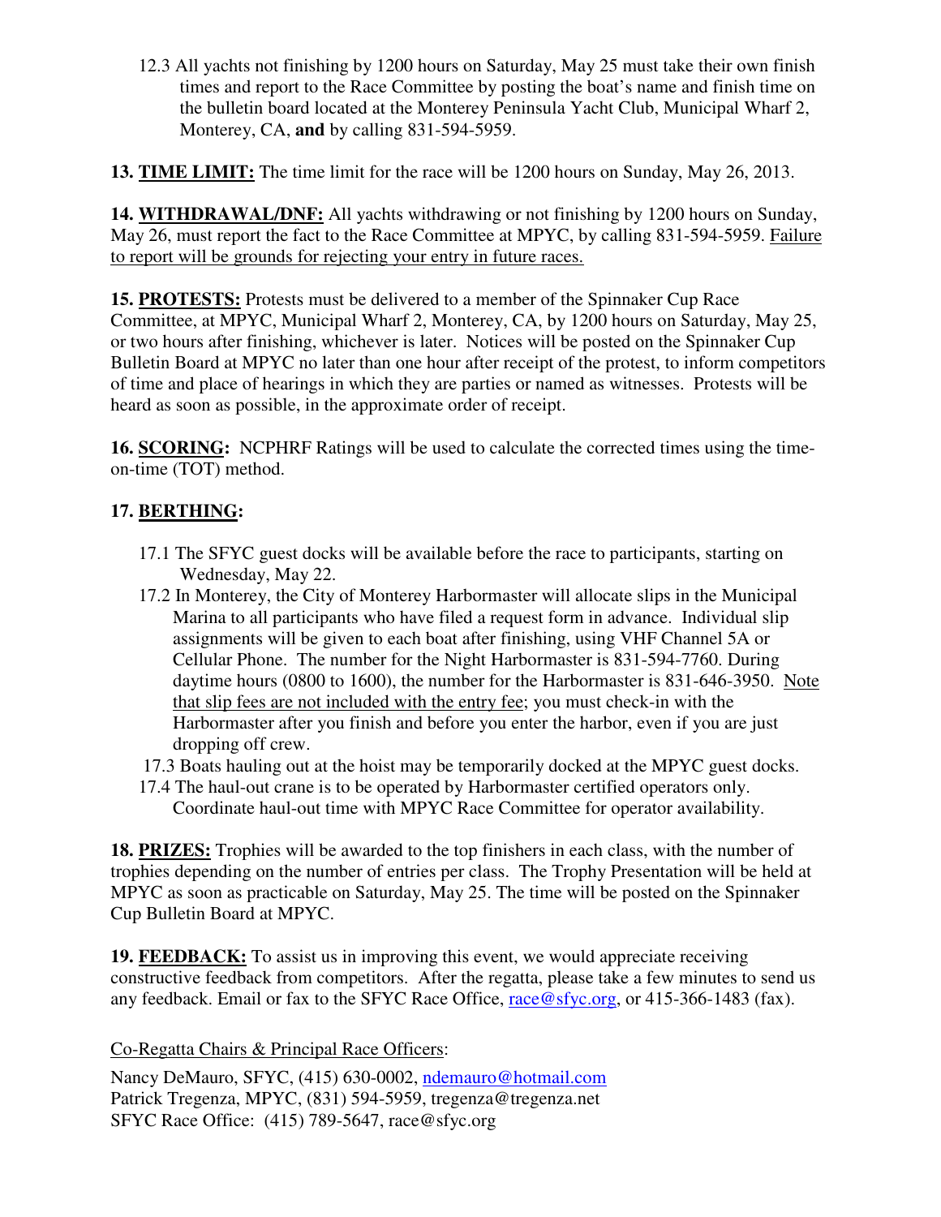12.3 All yachts not finishing by 1200 hours on Saturday, May 25 must take their own finish times and report to the Race Committee by posting the boat's name and finish time on the bulletin board located at the Monterey Peninsula Yacht Club, Municipal Wharf 2, Monterey, CA, **and** by calling 831-594-5959.

**13. TIME LIMIT:** The time limit for the race will be 1200 hours on Sunday, May 26, 2013.

**14. WITHDRAWAL/DNF:** All yachts withdrawing or not finishing by 1200 hours on Sunday, May 26, must report the fact to the Race Committee at MPYC, by calling 831-594-5959. Failure to report will be grounds for rejecting your entry in future races.

**15. PROTESTS:** Protests must be delivered to a member of the Spinnaker Cup Race Committee, at MPYC, Municipal Wharf 2, Monterey, CA, by 1200 hours on Saturday, May 25, or two hours after finishing, whichever is later. Notices will be posted on the Spinnaker Cup Bulletin Board at MPYC no later than one hour after receipt of the protest, to inform competitors of time and place of hearings in which they are parties or named as witnesses. Protests will be heard as soon as possible, in the approximate order of receipt.

**16. SCORING:** NCPHRF Ratings will be used to calculate the corrected times using the time-on-time (TOT) method.

**17. BERTHING:**

17.1 The SFYC guest docks will be available before the race to participants, starting on Wednesday, May 22.

17.2 In Monterey, the City of Monterey Harbormaster will allocate slips in the Municipal Marina to all participants who have filed a request form in advance. Individual slip assignments will be given to each boat after finishing, using VHF Channel 5A or Cellular Phone. The number for the Night Harbormaster is 831-594-7760. During daytime hours (0800 to 1600), the number for the Harbormaster is 831-646-3950. Note that slip fees are not included with the entry fee; you must check-in with the Harbormaster after you finish and before you enter the harbor, even if you are just dropping off crew.

17.3 Boats hauling out at the hoist may be temporarily docked at the MPYC guest docks.

17.4 The haul-out crane is to be operated by Harbormaster certified operators only. Coordinate haul-out time with MPYC Race Committee for operator availability.

**18. PRIZES:** Trophies will be awarded to the top finishers in each class, with the number of trophies depending on the number of entries per class. The Trophy Presentation will be held at MPYC as soon as practicable on Saturday, May 25. The time will be posted on the Spinnaker Cup Bulletin Board at MPYC.

**19. FEEDBACK:** To assist us in improving this event, we would appreciate receiving constructive feedback from competitors. After the regatta, please take a few minutes to send us any feedback. Email or fax to the SFYC Race Office, race@sfyc.org, or 415-366-1483 (fax).

Co-Regatta Chairs & Principal Race Officers:

Nancy DeMauro, SFYC, (415) 630-0002, ndemauro@hotmail.com
Patrick Tregenza, MPYC, (831) 594-5959, tregenza@tregenza.net
SFYC Race Office: (415) 789-5647, race@sfyc.org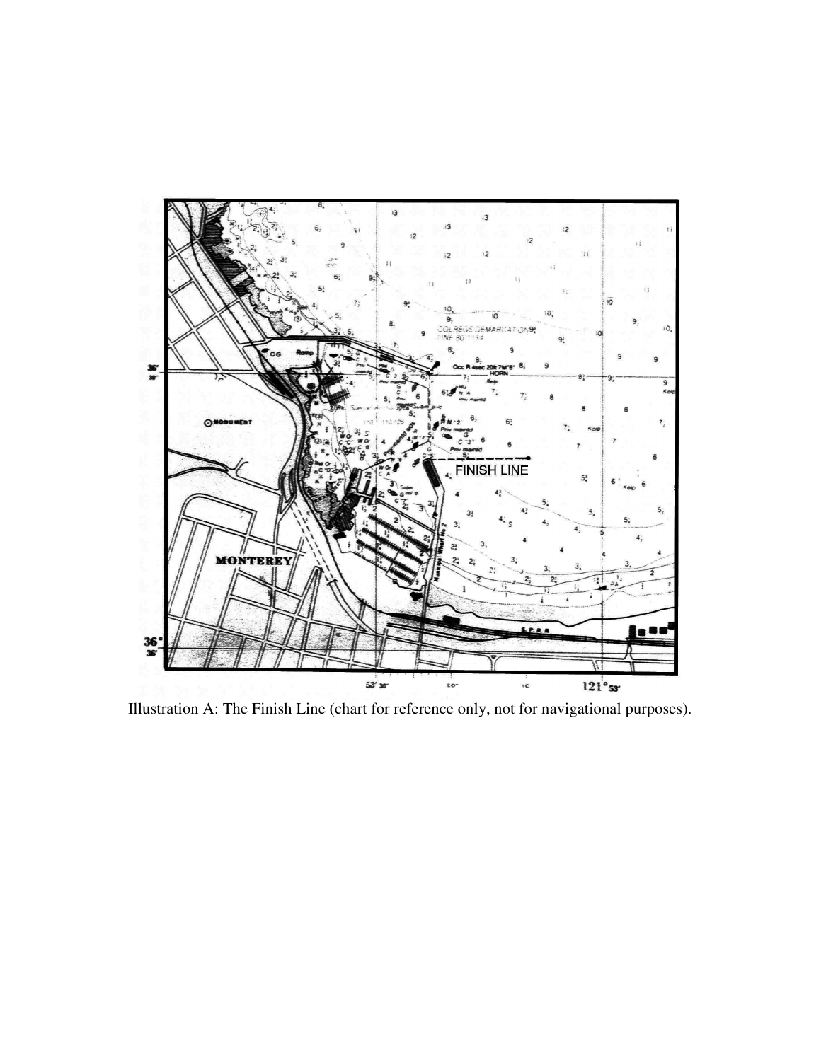Illustration A: The Finish Line (chart for reference only, not for navigational purposes).